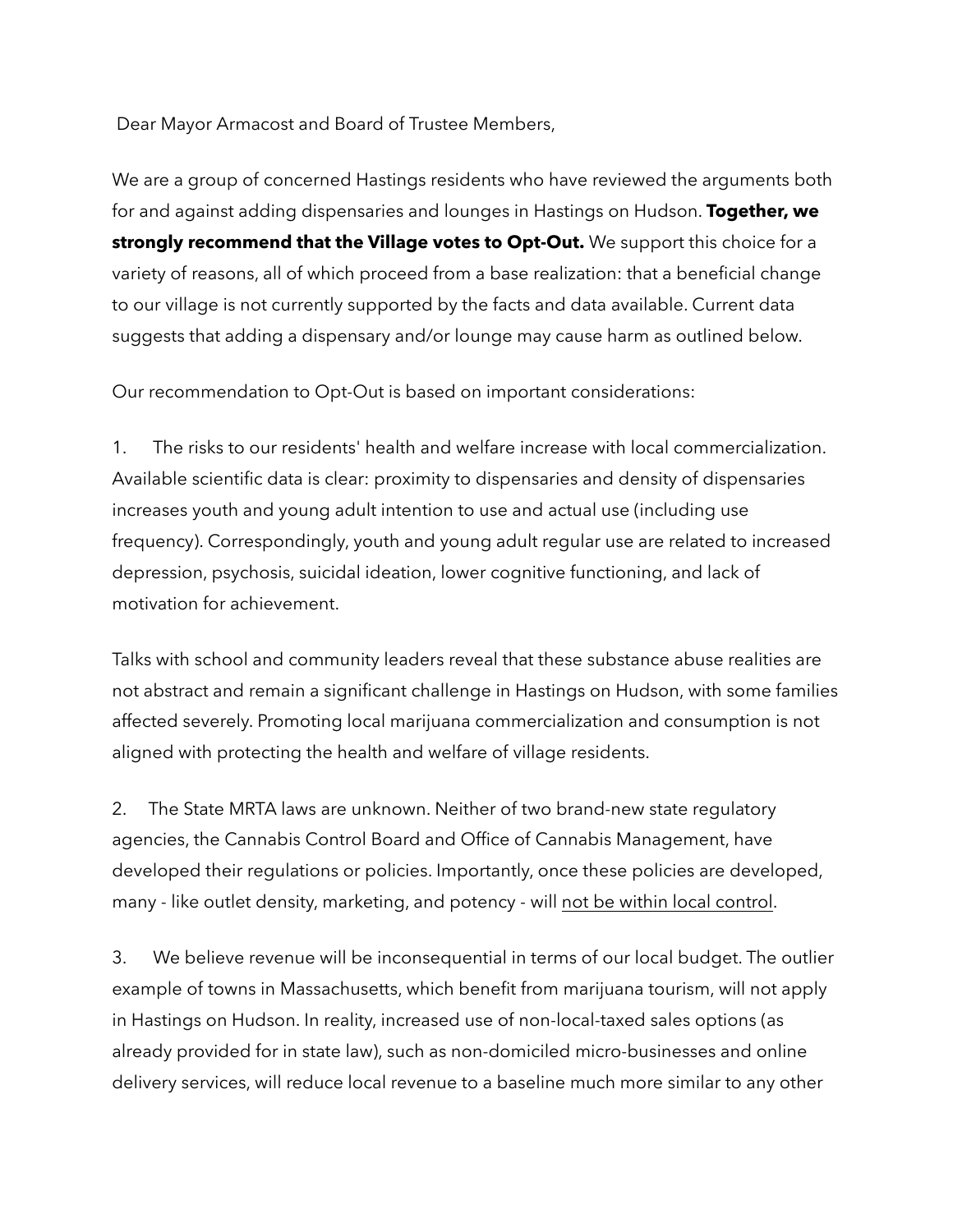Dear Mayor Armacost and Board of Trustee Members,

We are a group of concerned Hastings residents who have reviewed the arguments both for and against adding dispensaries and lounges in Hastings on Hudson. **Together, we strongly recommend that the Village votes to Opt-Out.** We support this choice for a variety of reasons, all of which proceed from a base realization: that a beneficial change to our village is not currently supported by the facts and data available. Current data suggests that adding a dispensary and/or lounge may cause harm as outlined below.

Our recommendation to Opt-Out is based on important considerations:

1. The risks to our residents' health and welfare increase with local commercialization. Available scientific data is clear: proximity to dispensaries and density of dispensaries increases youth and young adult intention to use and actual use (including use frequency). Correspondingly, youth and young adult regular use are related to increased depression, psychosis, suicidal ideation, lower cognitive functioning, and lack of motivation for achievement.

Talks with school and community leaders reveal that these substance abuse realities are not abstract and remain a significant challenge in Hastings on Hudson, with some families affected severely. Promoting local marijuana commercialization and consumption is not aligned with protecting the health and welfare of village residents.

2. The State MRTA laws are unknown. Neither of two brand-new state regulatory agencies, the Cannabis Control Board and Office of Cannabis Management, have developed their regulations or policies. Importantly, once these policies are developed, many - like outlet density, marketing, and potency - will <u>not be within local control</u>.

3. We believe revenue will be inconsequential in terms of our local budget. The outlier example of towns in Massachusetts, which benefit from marijuana tourism, will not apply in Hastings on Hudson. In reality, increased use of non-local-taxed sales options (as already provided for in state law), such as non-domiciled micro-businesses and online delivery services, will reduce local revenue to a baseline much more similar to any other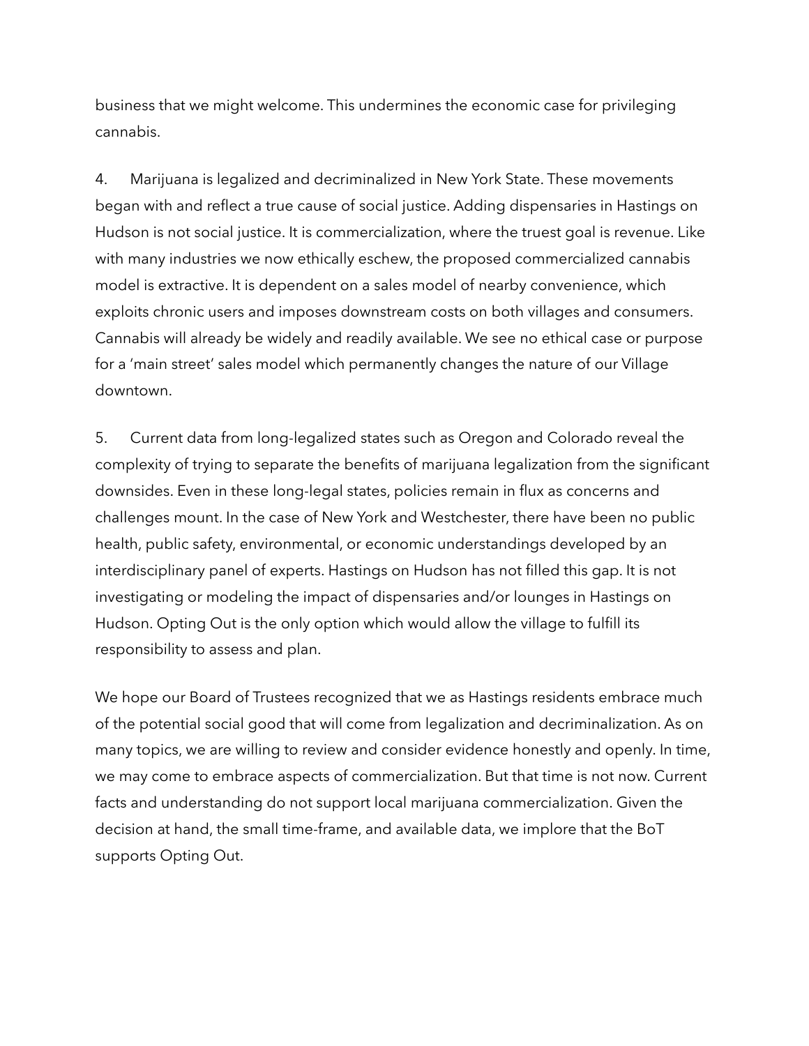business that we might welcome. This undermines the economic case for privileging cannabis.

4. Marijuana is legalized and decriminalized in New York State. These movements began with and reflect a true cause of social justice. Adding dispensaries in Hastings on Hudson is not social justice. It is commercialization, where the truest goal is revenue. Like with many industries we now ethically eschew, the proposed commercialized cannabis model is extractive. It is dependent on a sales model of nearby convenience, which exploits chronic users and imposes downstream costs on both villages and consumers. Cannabis will already be widely and readily available. We see no ethical case or purpose for a 'main street' sales model which permanently changes the nature of our Village downtown.

5. Current data from long-legalized states such as Oregon and Colorado reveal the complexity of trying to separate the benefits of marijuana legalization from the significant downsides. Even in these long-legal states, policies remain in flux as concerns and challenges mount. In the case of New York and Westchester, there have been no public health, public safety, environmental, or economic understandings developed by an interdisciplinary panel of experts. Hastings on Hudson has not filled this gap. It is not investigating or modeling the impact of dispensaries and/or lounges in Hastings on Hudson. Opting Out is the only option which would allow the village to fulfill its responsibility to assess and plan.

We hope our Board of Trustees recognized that we as Hastings residents embrace much of the potential social good that will come from legalization and decriminalization. As on many topics, we are willing to review and consider evidence honestly and openly. In time, we may come to embrace aspects of commercialization. But that time is not now. Current facts and understanding do not support local marijuana commercialization. Given the decision at hand, the small time-frame, and available data, we implore that the BoT supports Opting Out.